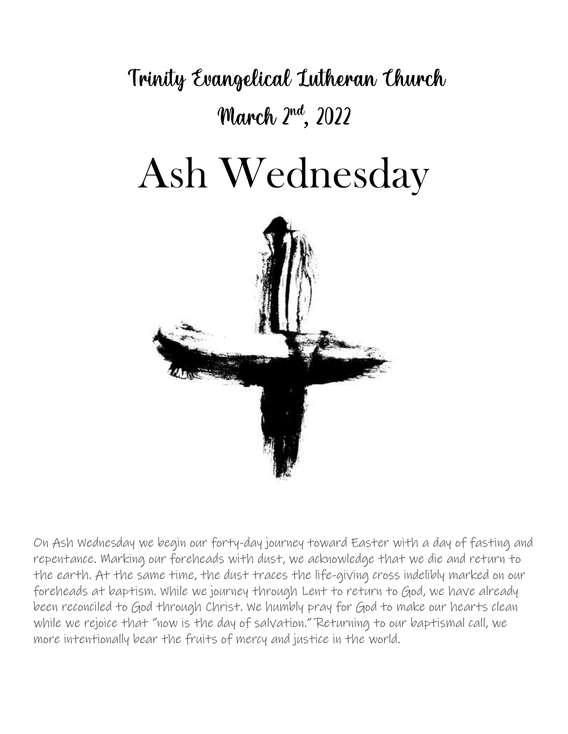# Trinity Evangelical Lutheran Church

## March 2nd, 2022

# Ash Wednesday

On Ash Wednesday we begin our forty-day journey toward Easter with a day of fasting and repentance. Marking our foreheads with dust, we acknowledge that we die and return to the earth. At the same time, the dust traces the life-giving cross indelibly marked on our foreheads at baptism. While we journey through Lent to return to God, we have already been reconciled to God through Christ. We humbly pray for God to make our hearts clean while we rejoice that "now is the day of salvation." Returning to our baptismal call, we more intentionally bear the fruits of mercy and justice in the world.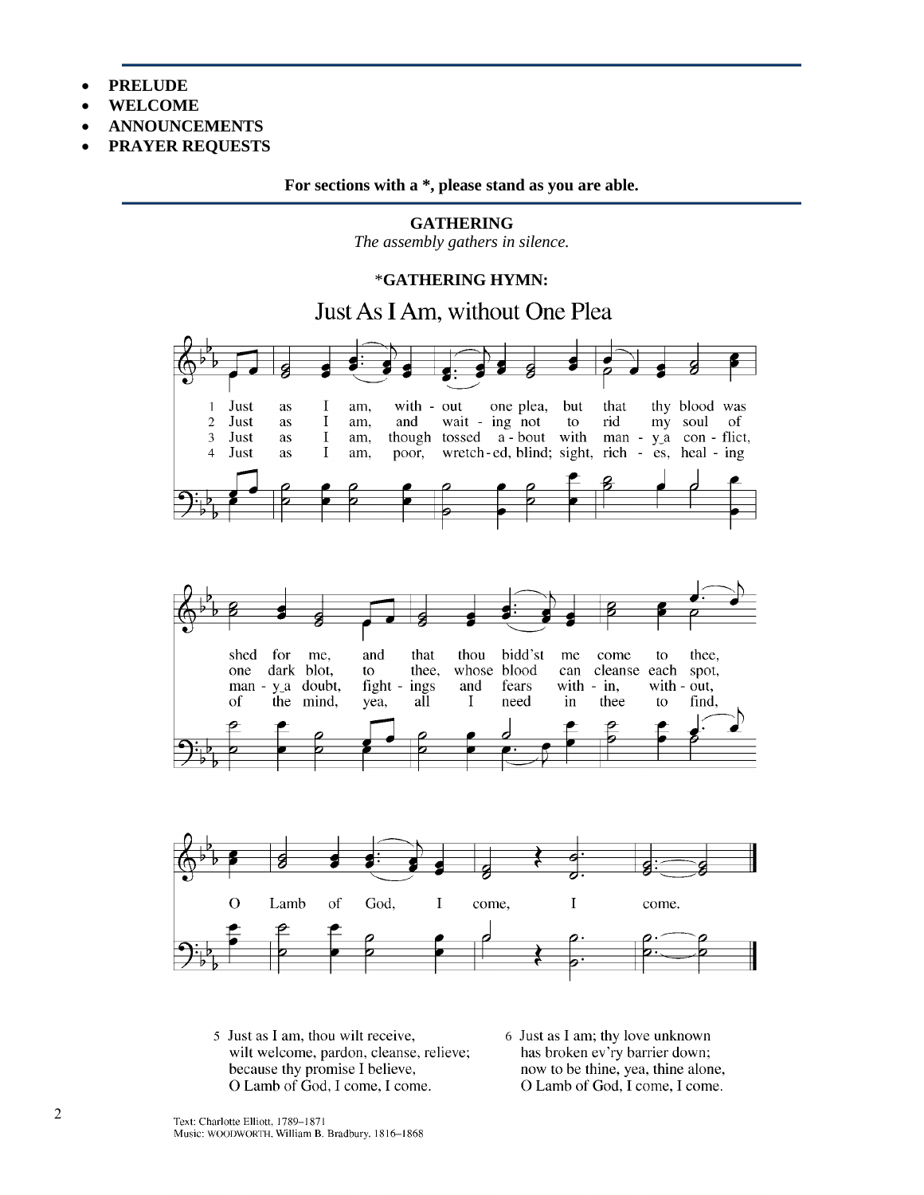- **PRELUDE**
- **WELCOME**
- **ANNOUNCEMENTS**
- **PRAYER REQUESTS**

**For sections with a *, please stand as you are able.**

---

**GATHERING**

*The assembly gathers in silence.*

***GATHERING HYMN:**

## Just As I Am, without One Plea

1 Just as I am, without one plea, but that thy blood was shed for me, and that thou bidd'st me come to thee, O Lamb of God, I come, I come.

2 Just as I am, and waiting not to rid my soul of one dark blot, to thee, whose blood can cleanse each spot, O Lamb of God, I come, I come.

3 Just as I am, though tossed about with many a conflict, many a doubt, fightings and fears within, without, O Lamb of God, I come, I come.

4 Just as I am, poor, wretched, blind; sight, riches, healing of the mind, yea, all I need in thee to find, O Lamb of God, I come, I come.

5 Just as I am, thou wilt receive,
wilt welcome, pardon, cleanse, relieve;
because thy promise I believe,
O Lamb of God, I come, I come.

6 Just as I am; thy love unknown
has broken ev'ry barrier down;
now to be thine, yea, thine alone,
O Lamb of God, I come, I come.

Text: Charlotte Elliott, 1789–1871
Music: WOODWORTH, William B. Bradbury, 1816–1868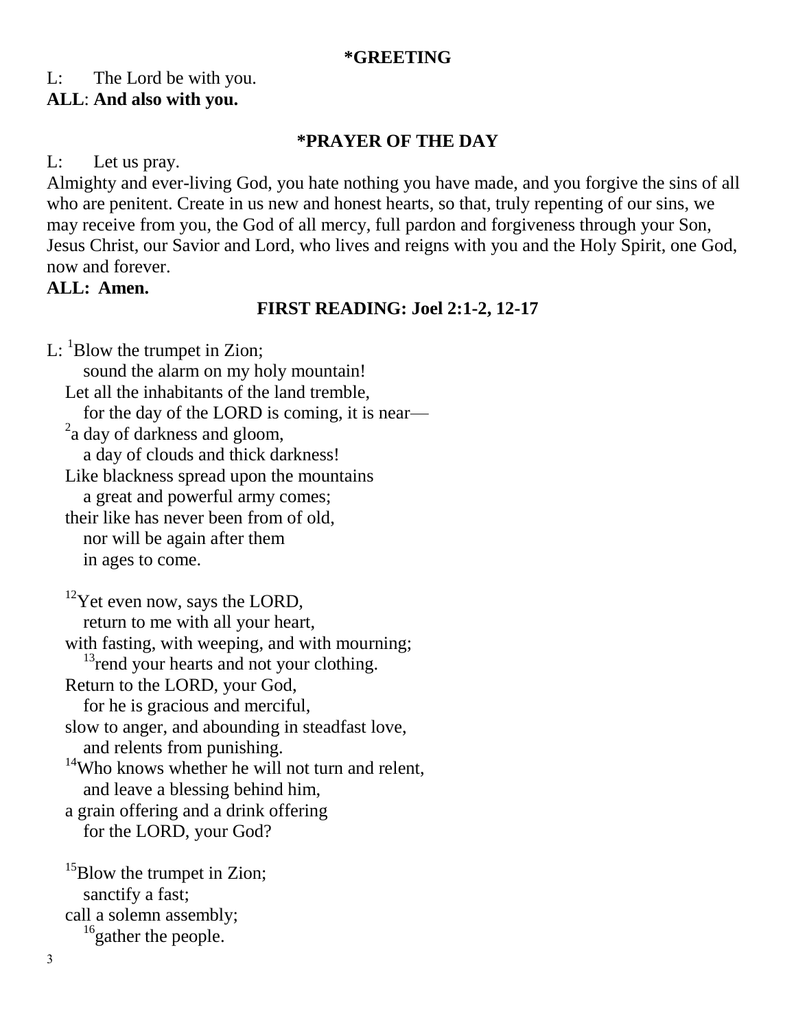### *GREETING

L: The Lord be with you.
**ALL**: **And also with you.**

### *PRAYER OF THE DAY

L: Let us pray.
Almighty and ever-living God, you hate nothing you have made, and you forgive the sins of all who are penitent. Create in us new and honest hearts, so that, truly repenting of our sins, we may receive from you, the God of all mercy, full pardon and forgiveness through your Son, Jesus Christ, our Savior and Lord, who lives and reigns with you and the Holy Spirit, one God, now and forever.
**ALL: Amen.**

### FIRST READING: Joel 2:1-2, 12-17

L: [1]Blow the trumpet in Zion;
sound the alarm on my holy mountain!
Let all the inhabitants of the land tremble,
for the day of the LORD is coming, it is near—
[2]a day of darkness and gloom,
a day of clouds and thick darkness!
Like blackness spread upon the mountains
a great and powerful army comes;
their like has never been from of old,
nor will be again after them
in ages to come.

[12]Yet even now, says the LORD,
return to me with all your heart,
with fasting, with weeping, and with mourning;
[13]rend your hearts and not your clothing.
Return to the LORD, your God,
for he is gracious and merciful,
slow to anger, and abounding in steadfast love,
and relents from punishing.
[14]Who knows whether he will not turn and relent,
and leave a blessing behind him,
a grain offering and a drink offering
for the LORD, your God?

[15]Blow the trumpet in Zion;
sanctify a fast;
call a solemn assembly;
[16]gather the people.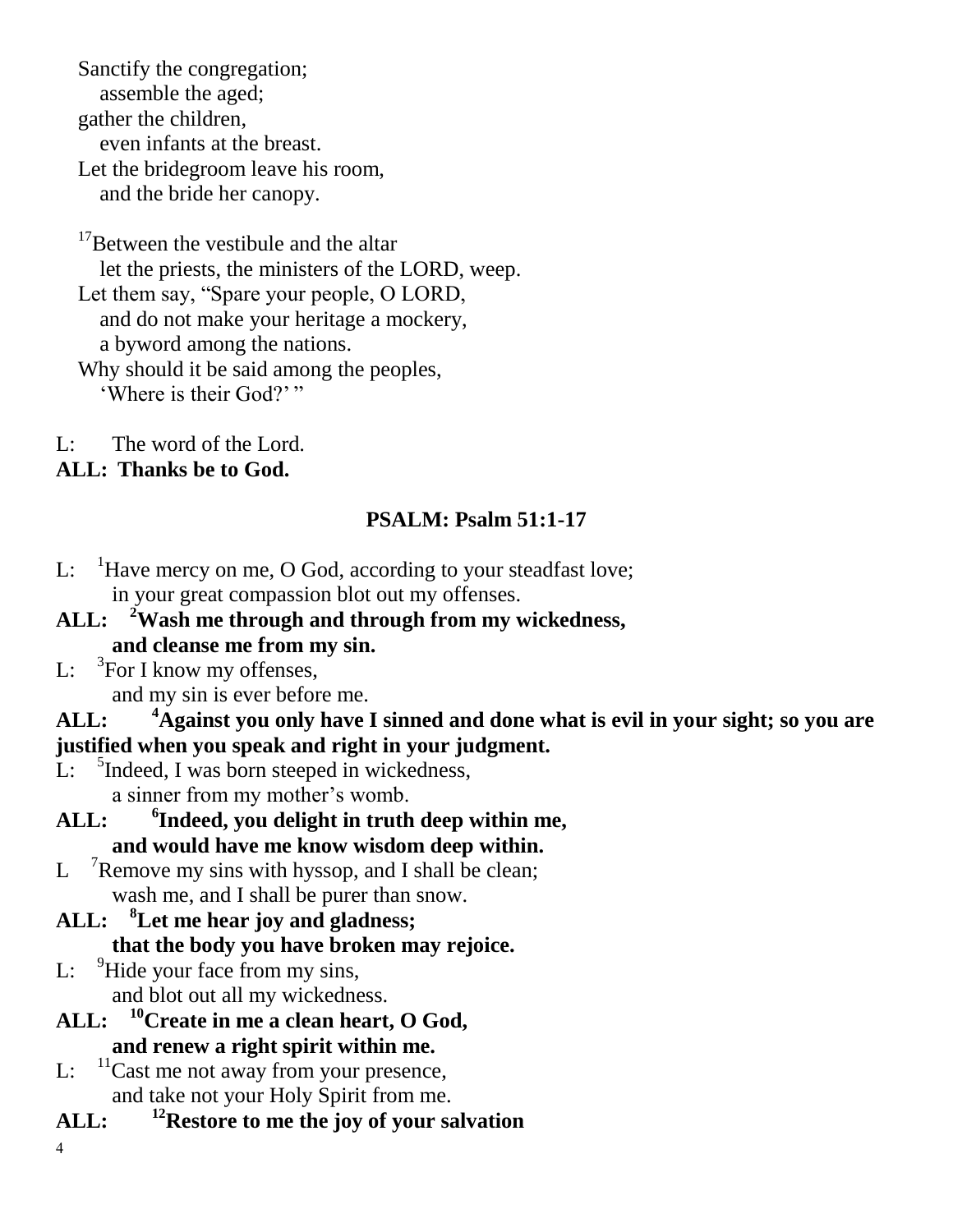Sanctify the congregation;
assemble the aged;
gather the children,
even infants at the breast.
Let the bridegroom leave his room,
and the bride her canopy.

[17]Between the vestibule and the altar
let the priests, the ministers of the LORD, weep.
Let them say, "Spare your people, O LORD,
and do not make your heritage a mockery,
a byword among the nations.
Why should it be said among the peoples,
'Where is their God?' "

L: The word of the Lord.
**ALL: Thanks be to God.**

**PSALM: Psalm 51:1-17**

L: [1]Have mercy on me, O God, according to your steadfast love;
in your great compassion blot out my offenses.
**ALL: [2]Wash me through and through from my wickedness,
and cleanse me from my sin.**
L: [3]For I know my offenses,
and my sin is ever before me.
**ALL: [4]Against you only have I sinned and done what is evil in your sight; so you are justified when you speak and right in your judgment.**
L: [5]Indeed, I was born steeped in wickedness,
a sinner from my mother's womb.
**ALL: [6]Indeed, you delight in truth deep within me,
and would have me know wisdom deep within.**
L [7]Remove my sins with hyssop, and I shall be clean;
wash me, and I shall be purer than snow.
**ALL: [8]Let me hear joy and gladness;
that the body you have broken may rejoice.**
L: [9]Hide your face from my sins,
and blot out all my wickedness.
**ALL: [10]Create in me a clean heart, O God,
and renew a right spirit within me.**
L: [11]Cast me not away from your presence,
and take not your Holy Spirit from me.
**ALL: [12]Restore to me the joy of your salvation**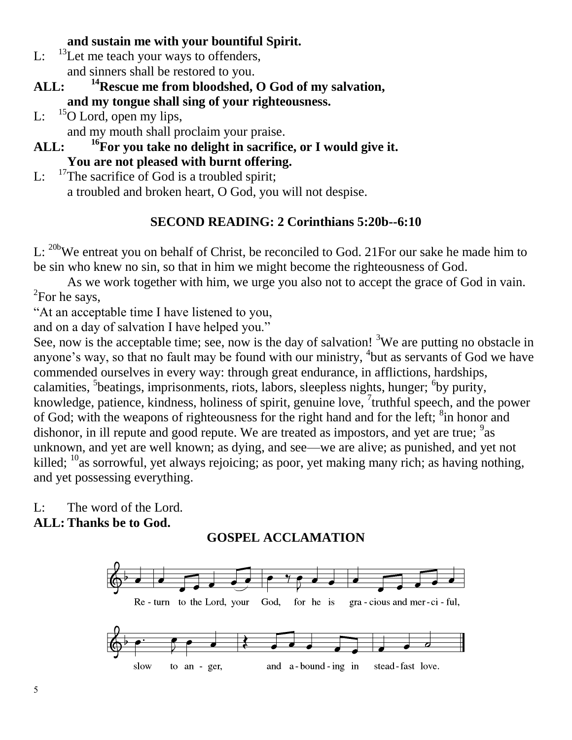**and sustain me with your bountiful Spirit.**

L: [13]Let me teach your ways to offenders,
and sinners shall be restored to you.

**ALL: [14]Rescue me from bloodshed, O God of my salvation,
and my tongue shall sing of your righteousness.**

L: [15]O Lord, open my lips,
and my mouth shall proclaim your praise.

**ALL: [16]For you take no delight in sacrifice, or I would give it.
You are not pleased with burnt offering.**

L: [17]The sacrifice of God is a troubled spirit;
a troubled and broken heart, O God, you will not despise.

### SECOND READING: 2 Corinthians 5:20b--6:10

L: [20b]We entreat you on behalf of Christ, be reconciled to God. 21For our sake he made him to be sin who knew no sin, so that in him we might become the righteousness of God.

As we work together with him, we urge you also not to accept the grace of God in vain. [2]For he says,
"At an acceptable time I have listened to you,
and on a day of salvation I have helped you."
See, now is the acceptable time; see, now is the day of salvation! [3]We are putting no obstacle in anyone's way, so that no fault may be found with our ministry, [4]but as servants of God we have commended ourselves in every way: through great endurance, in afflictions, hardships, calamities, [5]beatings, imprisonments, riots, labors, sleepless nights, hunger; [6]by purity, knowledge, patience, kindness, holiness of spirit, genuine love, [7]truthful speech, and the power of God; with the weapons of righteousness for the right hand and for the left; [8]in honor and dishonor, in ill repute and good repute. We are treated as impostors, and yet are true; [9]as unknown, and yet are well known; as dying, and see—we are alive; as punished, and yet not killed; [10]as sorrowful, yet always rejoicing; as poor, yet making many rich; as having nothing, and yet possessing everything.

L: The word of the Lord.
**ALL: Thanks be to God.**

### GOSPEL ACCLAMATION

Re - turn to the Lord, your God, for he is gra - cious and mer - ci - ful,
slow to an - ger, and a - bound - ing in stead - fast love.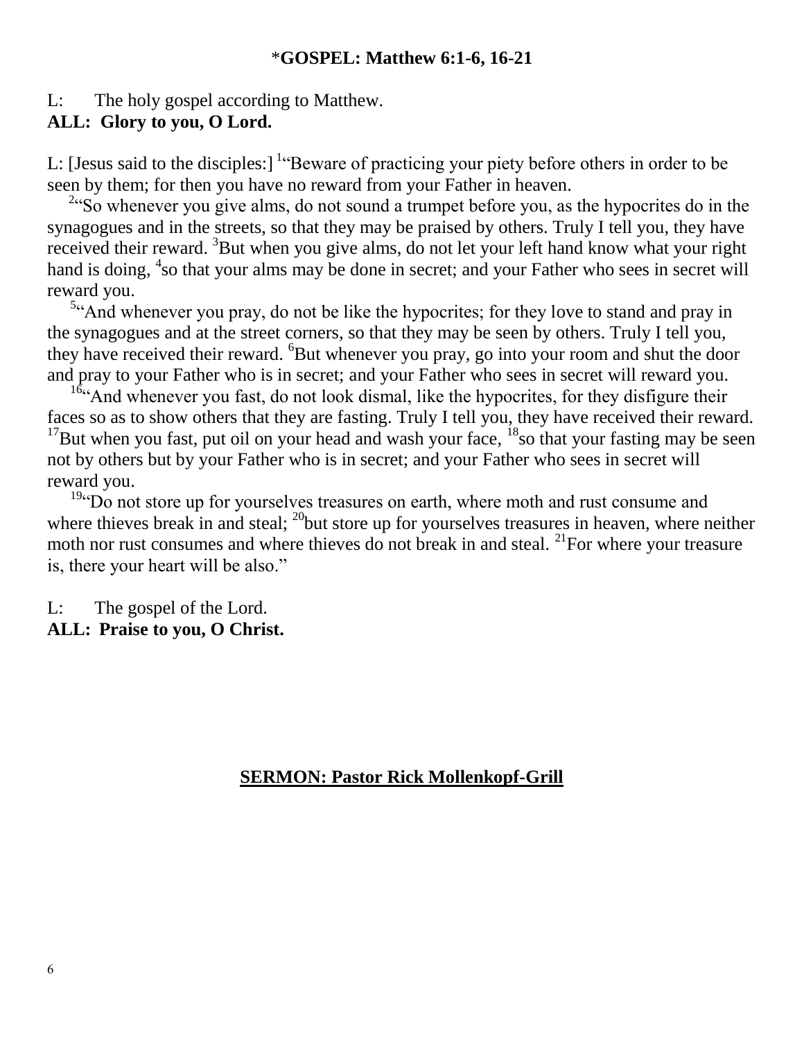### *GOSPEL: Matthew 6:1-6, 16-21

L: The holy gospel according to Matthew.
**ALL: Glory to you, O Lord.**

L: [Jesus said to the disciples:] [1]"Beware of practicing your piety before others in order to be seen by them; for then you have no reward from your Father in heaven.

[2]"So whenever you give alms, do not sound a trumpet before you, as the hypocrites do in the synagogues and in the streets, so that they may be praised by others. Truly I tell you, they have received their reward. [3]But when you give alms, do not let your left hand know what your right hand is doing, [4]so that your alms may be done in secret; and your Father who sees in secret will reward you.

[5]"And whenever you pray, do not be like the hypocrites; for they love to stand and pray in the synagogues and at the street corners, so that they may be seen by others. Truly I tell you, they have received their reward. [6]But whenever you pray, go into your room and shut the door and pray to your Father who is in secret; and your Father who sees in secret will reward you.

[16]"And whenever you fast, do not look dismal, like the hypocrites, for they disfigure their faces so as to show others that they are fasting. Truly I tell you, they have received their reward. [17]But when you fast, put oil on your head and wash your face, [18]so that your fasting may be seen not by others but by your Father who is in secret; and your Father who sees in secret will reward you.

[19]"Do not store up for yourselves treasures on earth, where moth and rust consume and where thieves break in and steal; [20]but store up for yourselves treasures in heaven, where neither moth nor rust consumes and where thieves do not break in and steal. [21]For where your treasure is, there your heart will be also."

L: The gospel of the Lord.
**ALL: Praise to you, O Christ.**

### SERMON: Pastor Rick Mollenkopf-Grill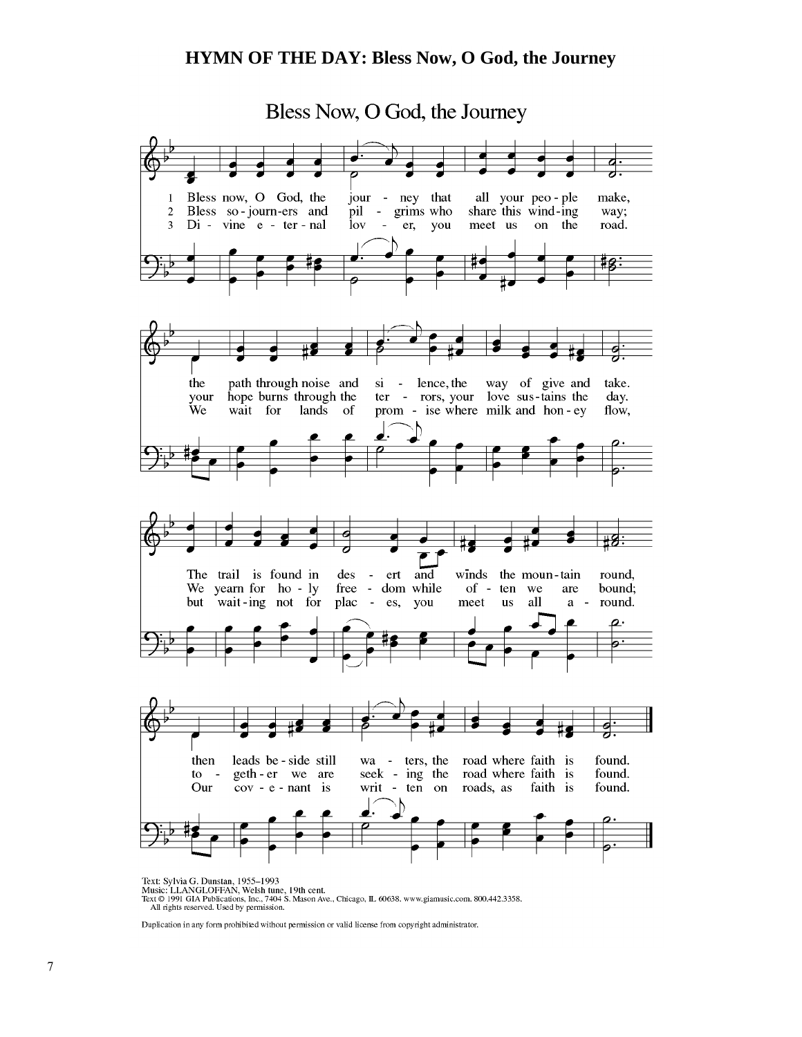# HYMN OF THE DAY: Bless Now, O God, the Journey

## Bless Now, O God, the Journey

1 Bless now, O God, the journey that all your people make,
the path through noise and silence, the way of give and take.
The trail is found in desert and winds the mountain round,
then leads beside still waters, the road where faith is found.

2 Bless sojourners and pilgrims who share this winding way;
your hope burns through the terrors, your love sustains the day.
We yearn for holy freedom while often we are bound;
together we are seeking the road where faith is found.

3 Divine eternal lover, you meet us on the road.
We wait for lands of promise where milk and honey flow,
but waiting not for places, you meet us all around.
Our covenant is written on roads, as faith is found.

Text: Sylvia G. Dunstan, 1955–1993
Music: LLANGLOFFAN, Welsh tune, 19th cent.
Text © 1991 GIA Publications, Inc., 7404 S. Mason Ave., Chicago, IL 60638. www.giamusic.com. 800.442.3358.
All rights reserved. Used by permission.

Duplication in any form prohibited without permission or valid license from copyright administrator.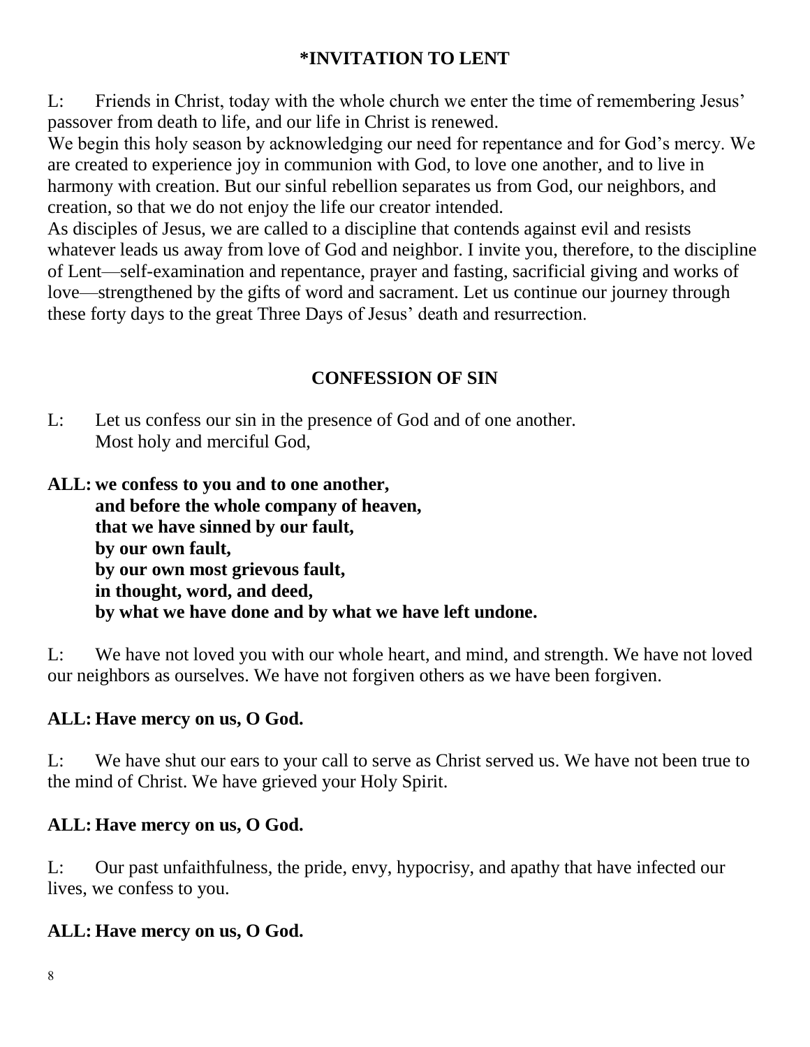## *INVITATION TO LENT

L: Friends in Christ, today with the whole church we enter the time of remembering Jesus' passover from death to life, and our life in Christ is renewed.

We begin this holy season by acknowledging our need for repentance and for God's mercy. We are created to experience joy in communion with God, to love one another, and to live in harmony with creation. But our sinful rebellion separates us from God, our neighbors, and creation, so that we do not enjoy the life our creator intended.

As disciples of Jesus, we are called to a discipline that contends against evil and resists whatever leads us away from love of God and neighbor. I invite you, therefore, to the discipline of Lent—self-examination and repentance, prayer and fasting, sacrificial giving and works of love—strengthened by the gifts of word and sacrament. Let us continue our journey through these forty days to the great Three Days of Jesus' death and resurrection.

## CONFESSION OF SIN

L: Let us confess our sin in the presence of God and of one another.
Most holy and merciful God,

**ALL: we confess to you and to one another,**
**and before the whole company of heaven,**
**that we have sinned by our fault,**
**by our own fault,**
**by our own most grievous fault,**
**in thought, word, and deed,**
**by what we have done and by what we have left undone.**

L: We have not loved you with our whole heart, and mind, and strength. We have not loved our neighbors as ourselves. We have not forgiven others as we have been forgiven.

**ALL: Have mercy on us, O God.**

L: We have shut our ears to your call to serve as Christ served us. We have not been true to the mind of Christ. We have grieved your Holy Spirit.

**ALL: Have mercy on us, O God.**

L: Our past unfaithfulness, the pride, envy, hypocrisy, and apathy that have infected our lives, we confess to you.

**ALL: Have mercy on us, O God.**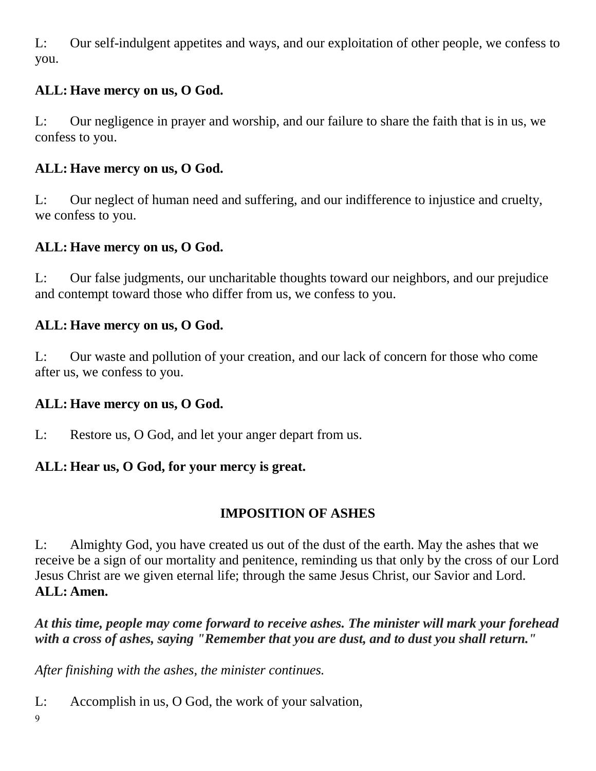L: Our self-indulgent appetites and ways, and our exploitation of other people, we confess to you.

**ALL: Have mercy on us, O God.**

L: Our negligence in prayer and worship, and our failure to share the faith that is in us, we confess to you.

**ALL: Have mercy on us, O God.**

L: Our neglect of human need and suffering, and our indifference to injustice and cruelty, we confess to you.

**ALL: Have mercy on us, O God.**

L: Our false judgments, our uncharitable thoughts toward our neighbors, and our prejudice and contempt toward those who differ from us, we confess to you.

**ALL: Have mercy on us, O God.**

L: Our waste and pollution of your creation, and our lack of concern for those who come after us, we confess to you.

**ALL: Have mercy on us, O God.**

L: Restore us, O God, and let your anger depart from us.

**ALL: Hear us, O God, for your mercy is great.**

## IMPOSITION OF ASHES

L: Almighty God, you have created us out of the dust of the earth. May the ashes that we receive be a sign of our mortality and penitence, reminding us that only by the cross of our Lord Jesus Christ are we given eternal life; through the same Jesus Christ, our Savior and Lord.
**ALL: Amen.**

***At this time, people may come forward to receive ashes. The minister will mark your forehead with a cross of ashes, saying "Remember that you are dust, and to dust you shall return."***

*After finishing with the ashes, the minister continues.*

L: Accomplish in us, O God, the work of your salvation,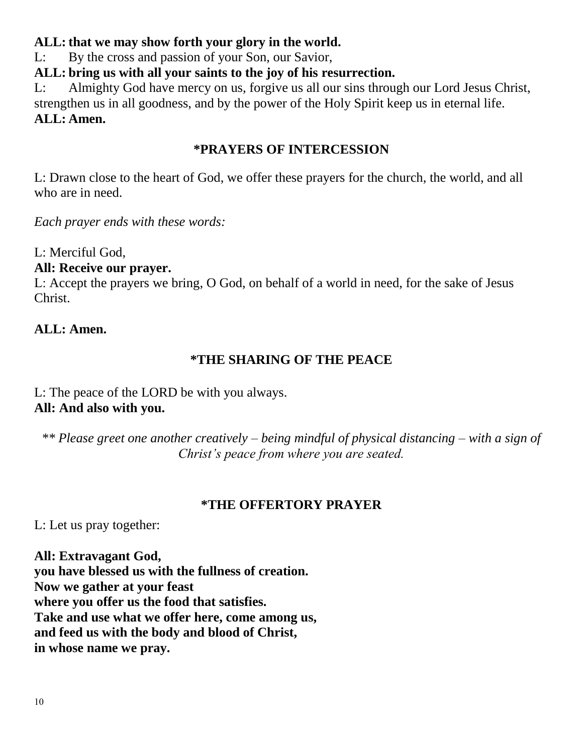**ALL: that we may show forth your glory in the world.**
L: By the cross and passion of your Son, our Savior,
**ALL: bring us with all your saints to the joy of his resurrection.**
L: Almighty God have mercy on us, forgive us all our sins through our Lord Jesus Christ, strengthen us in all goodness, and by the power of the Holy Spirit keep us in eternal life.
**ALL: Amen.**

## *PRAYERS OF INTERCESSION

L: Drawn close to the heart of God, we offer these prayers for the church, the world, and all who are in need.

*Each prayer ends with these words:*

L: Merciful God,
**All: Receive our prayer.**
L: Accept the prayers we bring, O God, on behalf of a world in need, for the sake of Jesus Christ.

**ALL: Amen.**

## *THE SHARING OF THE PEACE

L: The peace of the LORD be with you always.
**All: And also with you.**

*\** Please greet one another creatively – being mindful of physical distancing – with a sign of Christ's peace from where you are seated.*

## *THE OFFERTORY PRAYER

L: Let us pray together:

**All: Extravagant God,
you have blessed us with the fullness of creation.
Now we gather at your feast
where you offer us the food that satisfies.
Take and use what we offer here, come among us,
and feed us with the body and blood of Christ,
in whose name we pray.**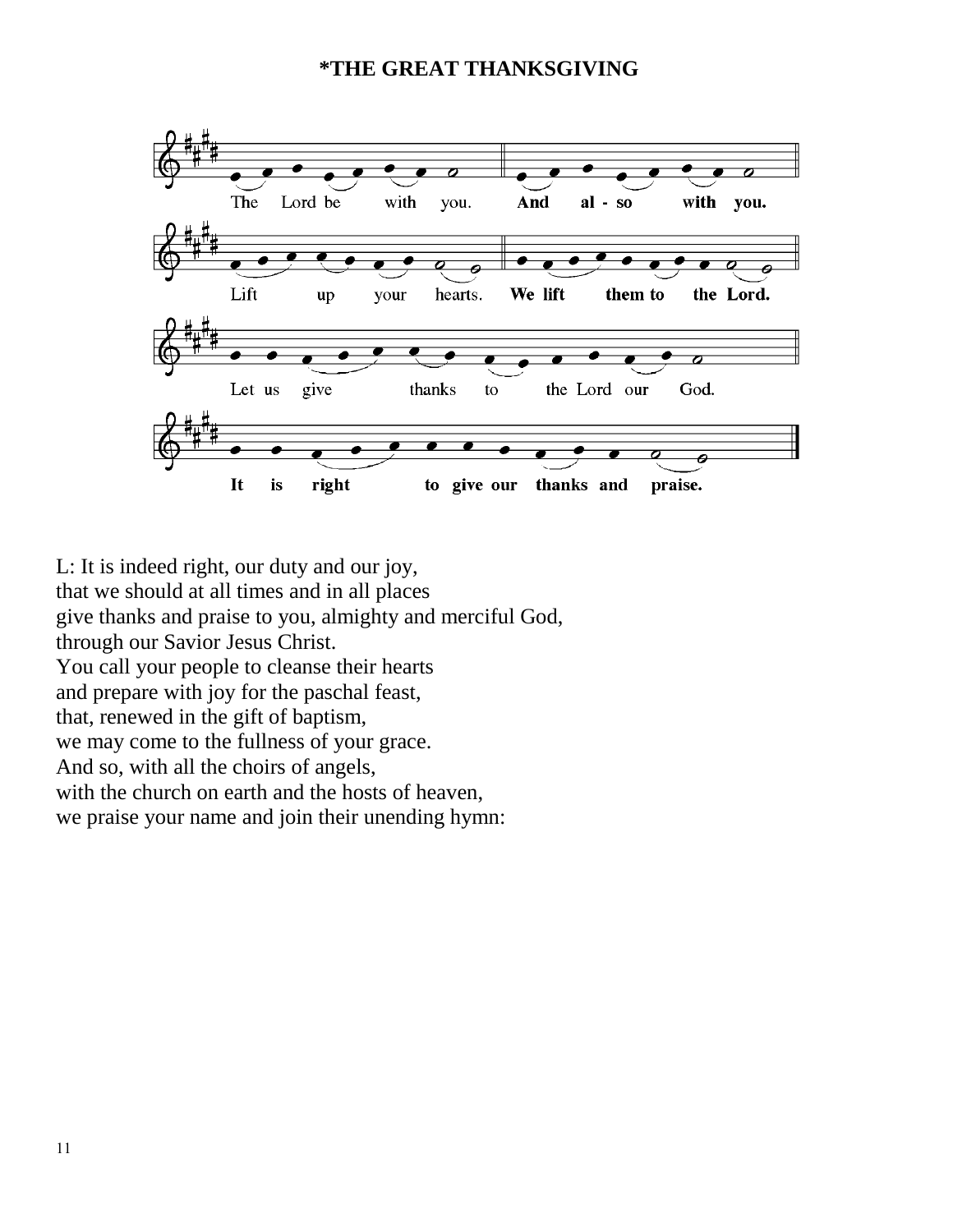**\*THE GREAT THANKSGIVING**

The Lord be with you. **And also with you.**

Lift up your hearts. **We lift them to the Lord.**

Let us give thanks to the Lord our God.

**It is right to give our thanks and praise.**

L: It is indeed right, our duty and our joy,
that we should at all times and in all places
give thanks and praise to you, almighty and merciful God,
through our Savior Jesus Christ.
You call your people to cleanse their hearts
and prepare with joy for the paschal feast,
that, renewed in the gift of baptism,
we may come to the fullness of your grace.
And so, with all the choirs of angels,
with the church on earth and the hosts of heaven,
we praise your name and join their unending hymn: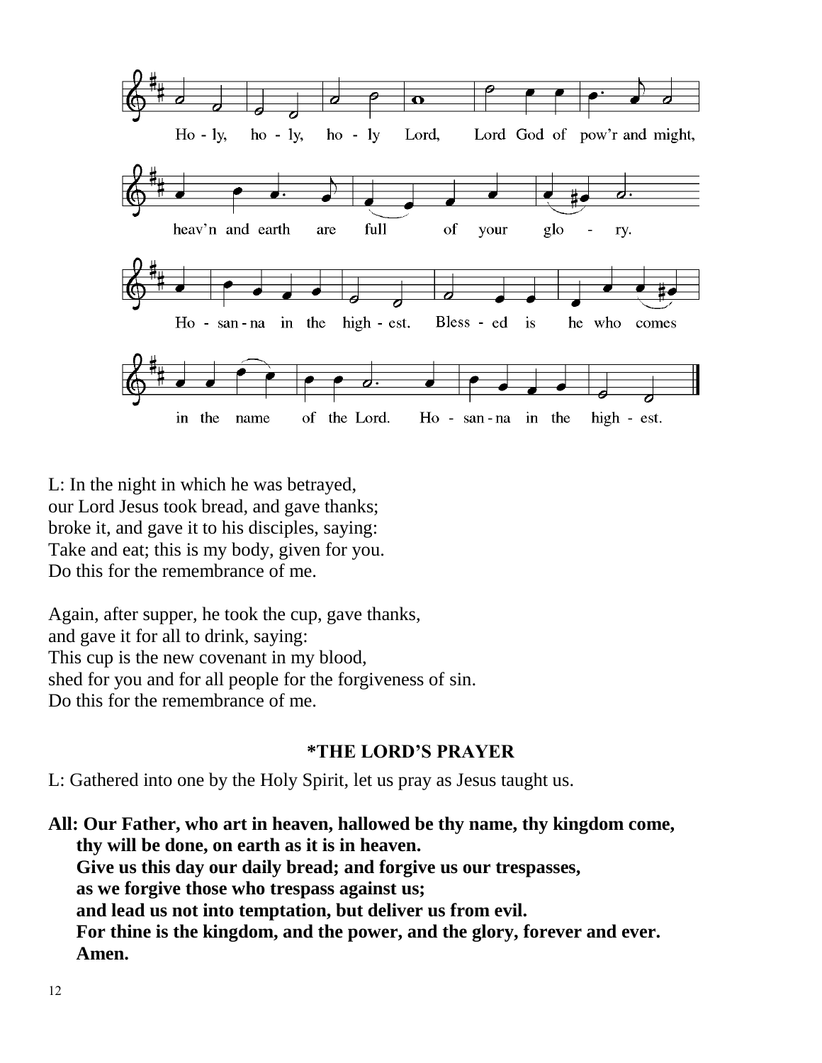Ho - ly, ho - ly, ho - ly Lord, Lord God of pow'r and might,

heav'n and earth are full of your glo - ry.

Ho - san - na in the high - est. Bless - ed is he who comes

in the name of the Lord. Ho - san - na in the high - est.

L: In the night in which he was betrayed,
our Lord Jesus took bread, and gave thanks;
broke it, and gave it to his disciples, saying:
Take and eat; this is my body, given for you.
Do this for the remembrance of me.

Again, after supper, he took the cup, gave thanks,
and gave it for all to drink, saying:
This cup is the new covenant in my blood,
shed for you and for all people for the forgiveness of sin.
Do this for the remembrance of me.

## *THE LORD'S PRAYER

L: Gathered into one by the Holy Spirit, let us pray as Jesus taught us.

**All: Our Father, who art in heaven, hallowed be thy name, thy kingdom come,
thy will be done, on earth as it is in heaven.
Give us this day our daily bread; and forgive us our trespasses,
as we forgive those who trespass against us;
and lead us not into temptation, but deliver us from evil.
For thine is the kingdom, and the power, and the glory, forever and ever.
Amen.**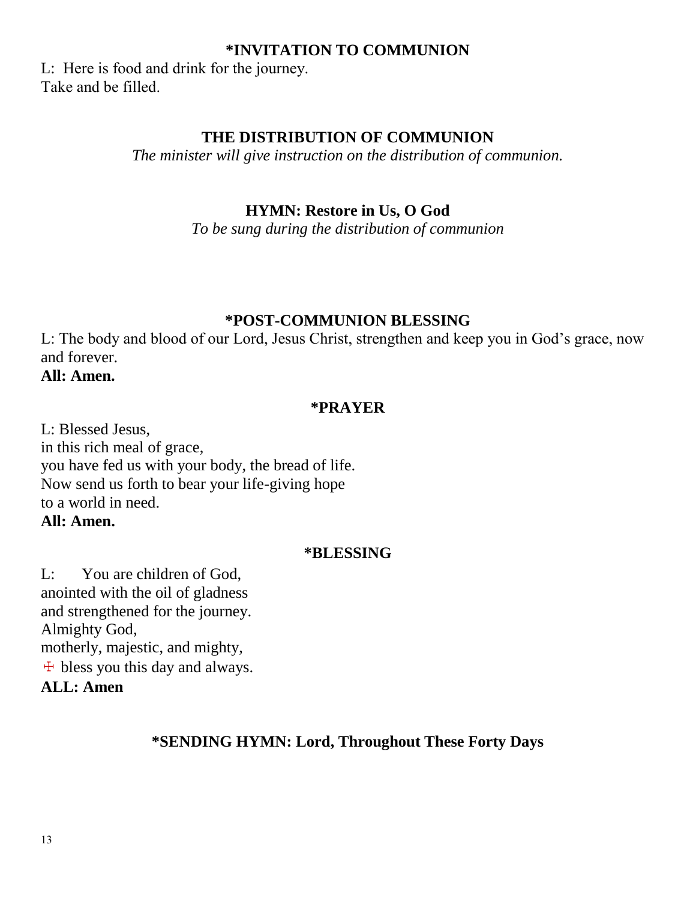## *INVITATION TO COMMUNION

L: Here is food and drink for the journey.
Take and be filled.

## THE DISTRIBUTION OF COMMUNION

*The minister will give instruction on the distribution of communion.*

## HYMN: Restore in Us, O God

*To be sung during the distribution of communion*

## *POST-COMMUNION BLESSING

L: The body and blood of our Lord, Jesus Christ, strengthen and keep you in God's grace, now and forever.
**All: Amen.**

## *PRAYER

L: Blessed Jesus,
in this rich meal of grace,
you have fed us with your body, the bread of life.
Now send us forth to bear your life-giving hope
to a world in need.
**All: Amen.**

## *BLESSING

L: You are children of God,
anointed with the oil of gladness
and strengthened for the journey.
Almighty God,
motherly, majestic, and mighty,
☩ bless you this day and always.
**ALL: Amen**

## *SENDING HYMN: Lord, Throughout These Forty Days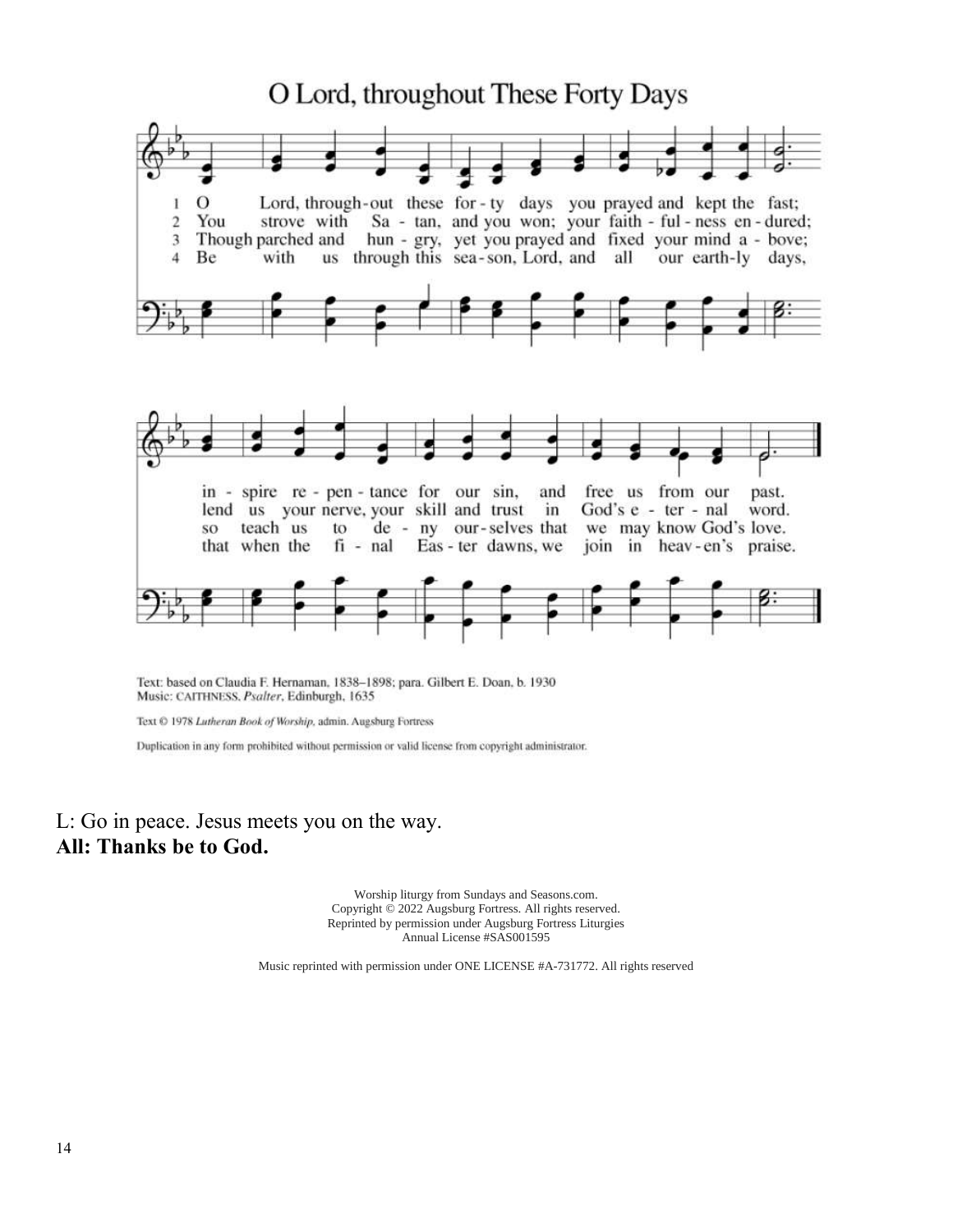## O Lord, throughout These Forty Days

1 O Lord, through-out these for-ty days you prayed and kept the fast; in-spire re-pen-tance for our sin, and free us from our past.

2 You strove with Sa-tan, and you won; your faith-ful-ness en-dured; lend us your nerve, your skill and trust in God's e-ter-nal word.

3 Though parched and hun-gry, yet you prayed and fixed your mind a-bove; so teach us to de-ny our-selves that we may know God's love.

4 Be with us through this sea-son, Lord, and all our earth-ly days, that when the fi-nal Eas-ter dawns, we join in heav-en's praise.

Text: based on Claudia F. Hernaman, 1838–1898; para. Gilbert E. Doan, b. 1930
Music: CAITHNESS, *Psalter*, Edinburgh, 1635

Text © 1978 *Lutheran Book of Worship*, admin. Augsburg Fortress

Duplication in any form prohibited without permission or valid license from copyright administrator.

L: Go in peace. Jesus meets you on the way.
**All: Thanks be to God.**

Worship liturgy from Sundays and Seasons.com.
Copyright © 2022 Augsburg Fortress. All rights reserved.
Reprinted by permission under Augsburg Fortress Liturgies
Annual License #SAS001595

Music reprinted with permission under ONE LICENSE #A-731772. All rights reserved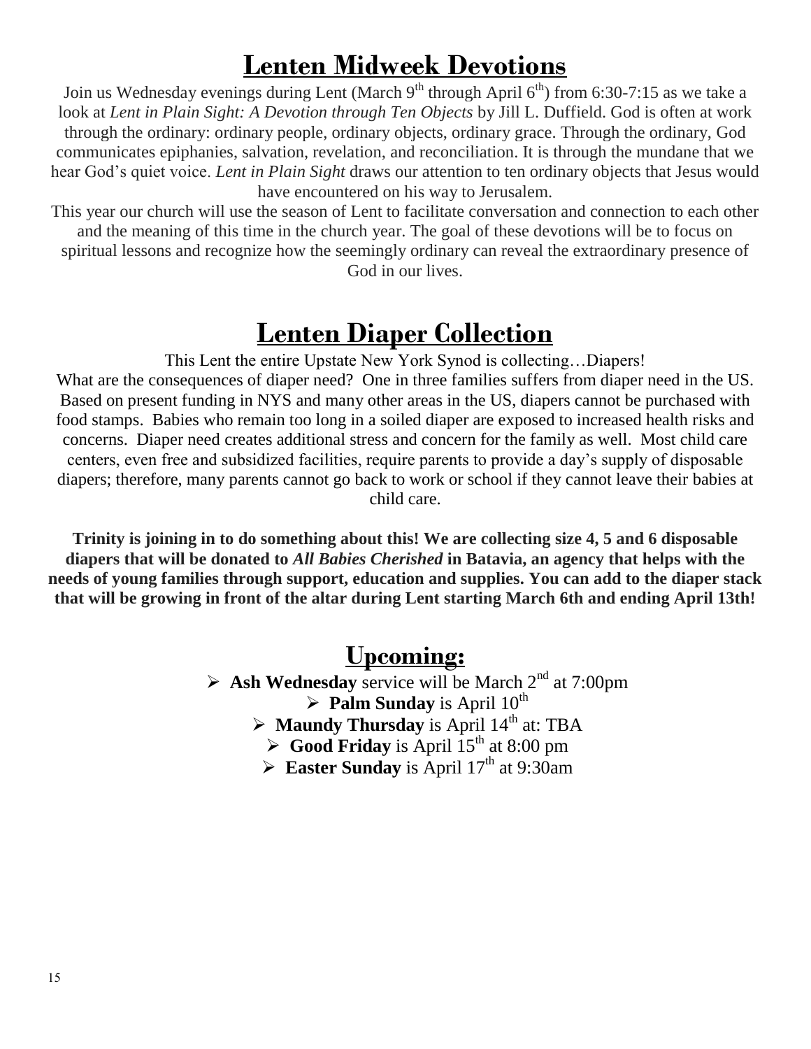# Lenten Midweek Devotions

Join us Wednesday evenings during Lent (March 9th through April 6th) from 6:30-7:15 as we take a look at *Lent in Plain Sight: A Devotion through Ten Objects* by Jill L. Duffield. God is often at work through the ordinary: ordinary people, ordinary objects, ordinary grace. Through the ordinary, God communicates epiphanies, salvation, revelation, and reconciliation. It is through the mundane that we hear God's quiet voice. *Lent in Plain Sight* draws our attention to ten ordinary objects that Jesus would have encountered on his way to Jerusalem.

This year our church will use the season of Lent to facilitate conversation and connection to each other and the meaning of this time in the church year. The goal of these devotions will be to focus on spiritual lessons and recognize how the seemingly ordinary can reveal the extraordinary presence of God in our lives.

# Lenten Diaper Collection

This Lent the entire Upstate New York Synod is collecting…Diapers!

What are the consequences of diaper need? One in three families suffers from diaper need in the US. Based on present funding in NYS and many other areas in the US, diapers cannot be purchased with food stamps. Babies who remain too long in a soiled diaper are exposed to increased health risks and concerns. Diaper need creates additional stress and concern for the family as well. Most child care centers, even free and subsidized facilities, require parents to provide a day's supply of disposable diapers; therefore, many parents cannot go back to work or school if they cannot leave their babies at child care.

**Trinity is joining in to do something about this! We are collecting size 4, 5 and 6 disposable diapers that will be donated to *All Babies Cherished* in Batavia, an agency that helps with the needs of young families through support, education and supplies. You can add to the diaper stack that will be growing in front of the altar during Lent starting March 6th and ending April 13th!**

# Upcoming:

- **Ash Wednesday** service will be March 2nd at 7:00pm
- **Palm Sunday** is April 10th
- **Maundy Thursday** is April 14th at: TBA
- **Good Friday** is April 15th at 8:00 pm
- **Easter Sunday** is April 17th at 9:30am